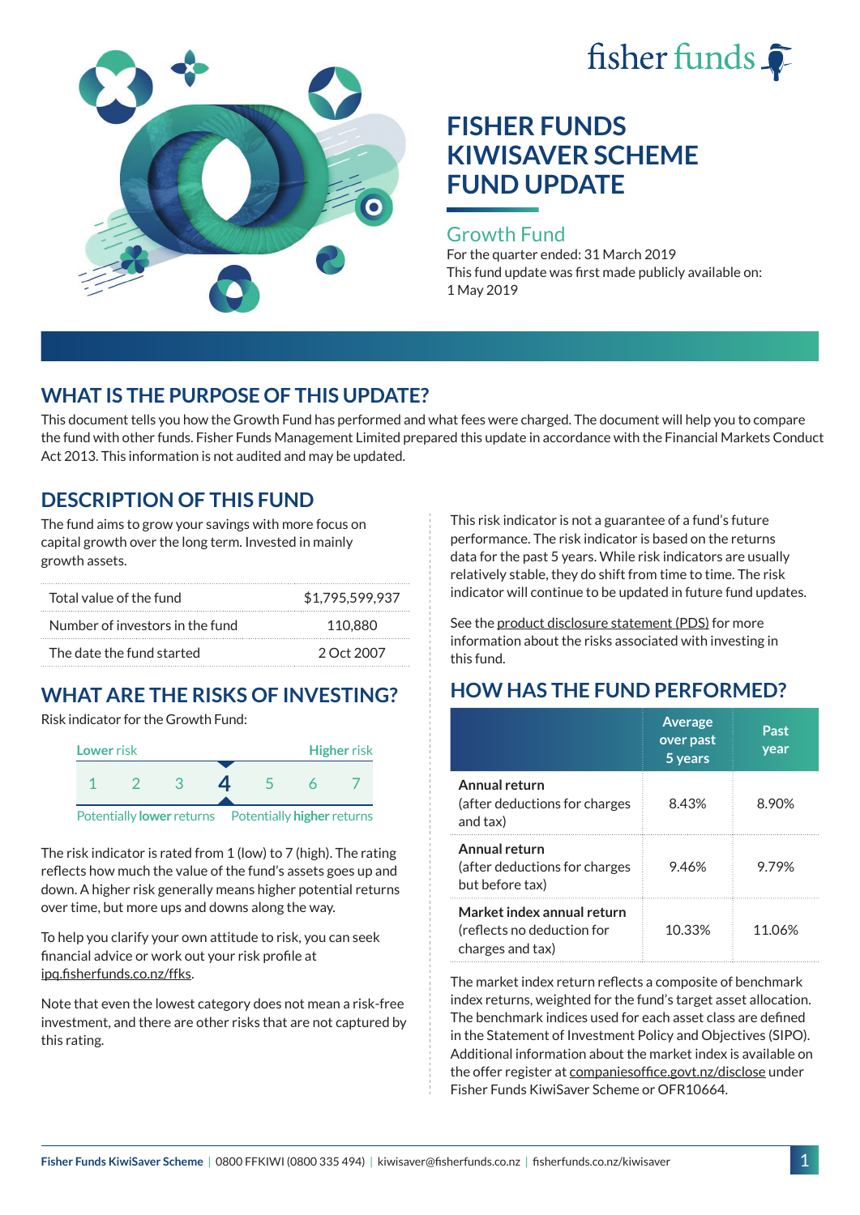# FISHER FUNDS KIWISAVER SCHEME FUND UPDATE

## Growth Fund

For the quarter ended: 31 March 2019

This fund update was first made publicly available on: 1 May 2019

## WHAT IS THE PURPOSE OF THIS UPDATE?

This document tells you how the Growth Fund has performed and what fees were charged. The document will help you to compare the fund with other funds. Fisher Funds Management Limited prepared this update in accordance with the Financial Markets Conduct Act 2013. This information is not audited and may be updated.

## DESCRIPTION OF THIS FUND

The fund aims to grow your savings with more focus on capital growth over the long term. Invested in mainly growth assets.

| | |
|---|---|
| Total value of the fund | $1,795,599,937 |
| Number of investors in the fund | 110,880 |
| The date the fund started | 2 Oct 2007 |

## WHAT ARE THE RISKS OF INVESTING?

Risk indicator for the Growth Fund:

Lower risk — Higher risk

1 2 3 **4** 5 6 7

Potentially **lower** returns — Potentially **higher** returns

The risk indicator is rated from 1 (low) to 7 (high). The rating reflects how much the value of the fund's assets goes up and down. A higher risk generally means higher potential returns over time, but more ups and downs along the way.

To help you clarify your own attitude to risk, you can seek financial advice or work out your risk profile at ipq.fisherfunds.co.nz/ffks.

Note that even the lowest category does not mean a risk-free investment, and there are other risks that are not captured by this rating.

This risk indicator is not a guarantee of a fund's future performance. The risk indicator is based on the returns data for the past 5 years. While risk indicators are usually relatively stable, they do shift from time to time. The risk indicator will continue to be updated in future fund updates.

See the product disclosure statement (PDS) for more information about the risks associated with investing in this fund.

## HOW HAS THE FUND PERFORMED?

| | Average over past 5 years | Past year |
|---|---|---|
| **Annual return** (after deductions for charges and tax) | 8.43% | 8.90% |
| **Annual return** (after deductions for charges but before tax) | 9.46% | 9.79% |
| **Market index annual return** (reflects no deduction for charges and tax) | 10.33% | 11.06% |

The market index return reflects a composite of benchmark index returns, weighted for the fund's target asset allocation. The benchmark indices used for each asset class are defined in the Statement of Investment Policy and Objectives (SIPO). Additional information about the market index is available on the offer register at companiesoffice.govt.nz/disclose under Fisher Funds KiwiSaver Scheme or OFR10664.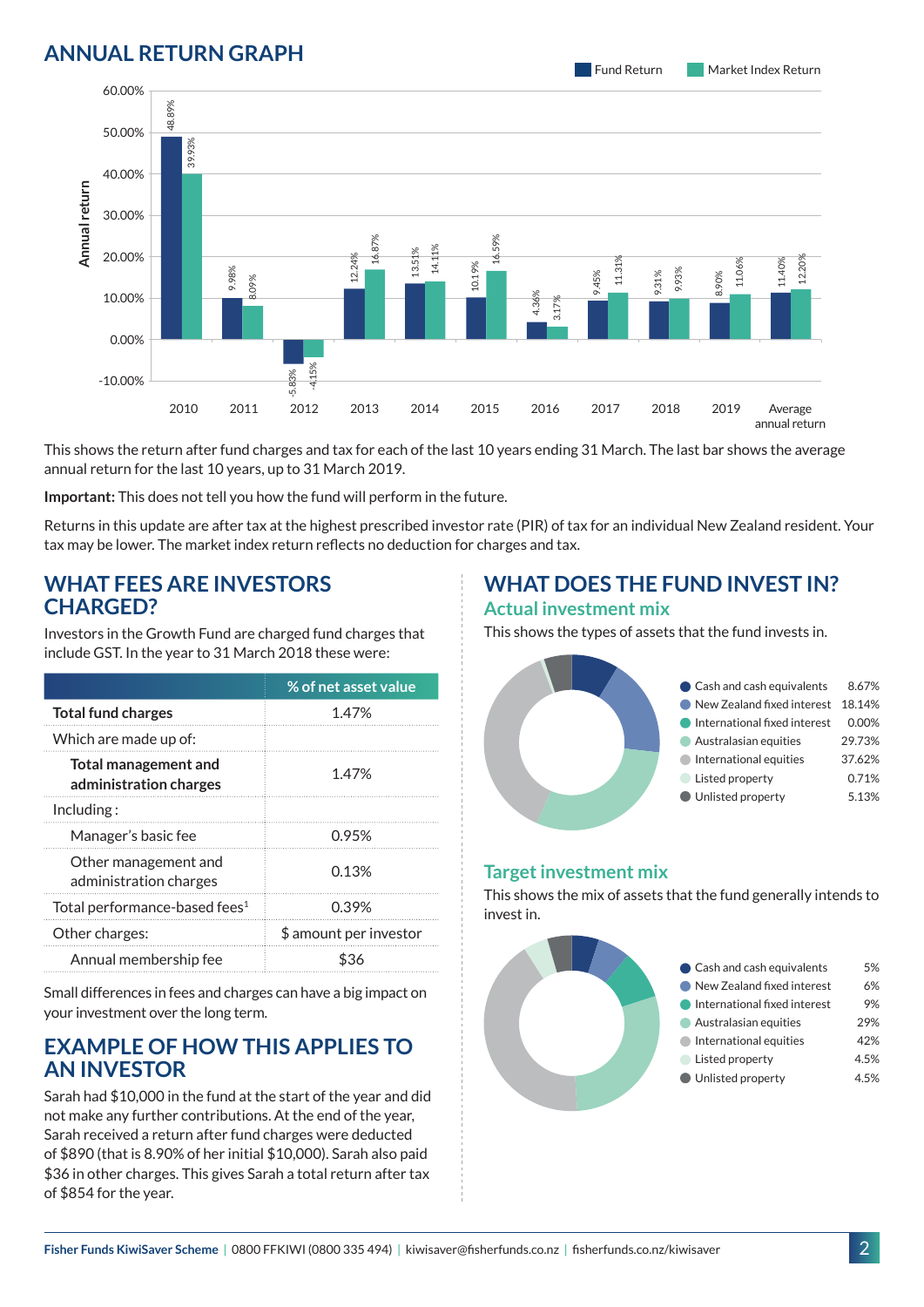## ANNUAL RETURN GRAPH

| Year | Fund Return | Market Index Return |
|---|---|---|
| 2010 | 48.89% | 39.93% |
| 2011 | 9.98% | 8.09% |
| 2012 | -5.83% | -4.15% |
| 2013 | 12.24% | 16.87% |
| 2014 | 13.51% | 14.11% |
| 2015 | 10.19% | 16.59% |
| 2016 | 4.36% | 3.17% |
| 2017 | 9.45% | 11.31% |
| 2018 | 9.31% | 9.93% |
| 2019 | 8.90% | 11.06% |
| Average annual return | 11.40% | 12.20% |

This shows the return after fund charges and tax for each of the last 10 years ending 31 March. The last bar shows the average annual return for the last 10 years, up to 31 March 2019.

**Important:** This does not tell you how the fund will perform in the future.

Returns in this update are after tax at the highest prescribed investor rate (PIR) of tax for an individual New Zealand resident. Your tax may be lower. The market index return reflects no deduction for charges and tax.

## WHAT FEES ARE INVESTORS CHARGED?

Investors in the Growth Fund are charged fund charges that include GST. In the year to 31 March 2018 these were:

| | % of net asset value |
|---|---|
| **Total fund charges** | 1.47% |
| Which are made up of: | |
| **Total management and administration charges** | 1.47% |
| Including : | |
| Manager's basic fee | 0.95% |
| Other management and administration charges | 0.13% |
| Total performance-based fees[1] | 0.39% |
| Other charges: | $ amount per investor |
| Annual membership fee | $36 |

Small differences in fees and charges can have a big impact on your investment over the long term.

## EXAMPLE OF HOW THIS APPLIES TO AN INVESTOR

Sarah had $10,000 in the fund at the start of the year and did not make any further contributions. At the end of the year, Sarah received a return after fund charges were deducted of $890 (that is 8.90% of her initial $10,000). Sarah also paid $36 in other charges. This gives Sarah a total return after tax of $854 for the year.

## WHAT DOES THE FUND INVEST IN?

### Actual investment mix

This shows the types of assets that the fund invests in.

| Asset | % |
|---|---|
| Cash and cash equivalents | 8.67% |
| New Zealand fixed interest | 18.14% |
| International fixed interest | 0.00% |
| Australasian equities | 29.73% |
| International equities | 37.62% |
| Listed property | 0.71% |
| Unlisted property | 5.13% |

### Target investment mix

This shows the mix of assets that the fund generally intends to invest in.

| Asset | % |
|---|---|
| Cash and cash equivalents | 5% |
| New Zealand fixed interest | 6% |
| International fixed interest | 9% |
| Australasian equities | 29% |
| International equities | 42% |
| Listed property | 4.5% |
| Unlisted property | 4.5% |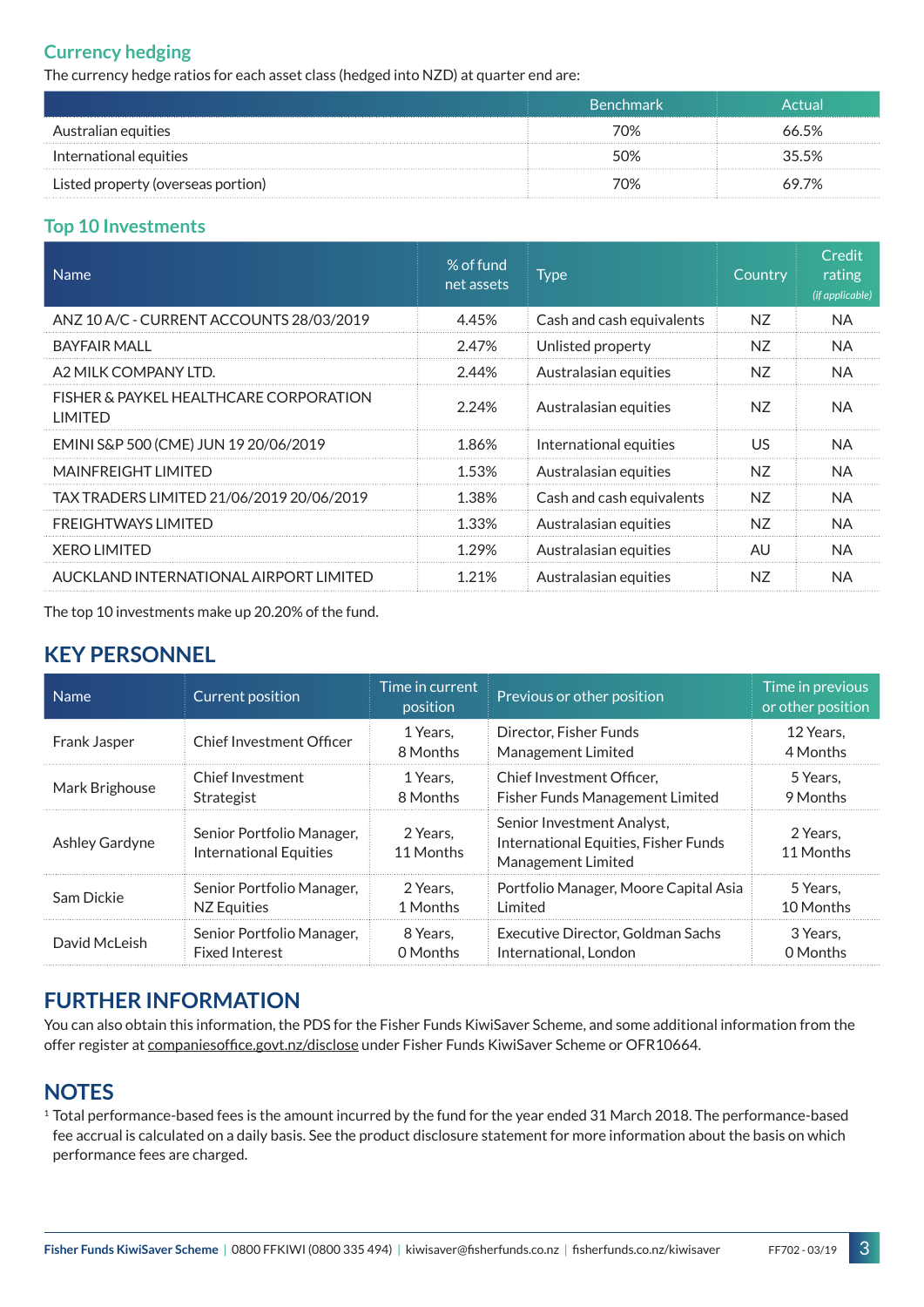## Currency hedging

The currency hedge ratios for each asset class (hedged into NZD) at quarter end are:

| | Benchmark | Actual |
|---|---|---|
| Australian equities | 70% | 66.5% |
| International equities | 50% | 35.5% |
| Listed property (overseas portion) | 70% | 69.7% |

## Top 10 Investments

| Name | % of fund net assets | Type | Country | Credit rating *(if applicable)* |
|---|---|---|---|---|
| ANZ 10 A/C - CURRENT ACCOUNTS 28/03/2019 | 4.45% | Cash and cash equivalents | NZ | NA |
| BAYFAIR MALL | 2.47% | Unlisted property | NZ | NA |
| A2 MILK COMPANY LTD. | 2.44% | Australasian equities | NZ | NA |
| FISHER & PAYKEL HEALTHCARE CORPORATION LIMITED | 2.24% | Australasian equities | NZ | NA |
| EMINI S&P 500 (CME) JUN 19 20/06/2019 | 1.86% | International equities | US | NA |
| MAINFREIGHT LIMITED | 1.53% | Australasian equities | NZ | NA |
| TAX TRADERS LIMITED 21/06/2019 20/06/2019 | 1.38% | Cash and cash equivalents | NZ | NA |
| FREIGHTWAYS LIMITED | 1.33% | Australasian equities | NZ | NA |
| XERO LIMITED | 1.29% | Australasian equities | AU | NA |
| AUCKLAND INTERNATIONAL AIRPORT LIMITED | 1.21% | Australasian equities | NZ | NA |

The top 10 investments make up 20.20% of the fund.

## KEY PERSONNEL

| Name | Current position | Time in current position | Previous or other position | Time in previous or other position |
|---|---|---|---|---|
| Frank Jasper | Chief Investment Officer | 1 Years, 8 Months | Director, Fisher Funds Management Limited | 12 Years, 4 Months |
| Mark Brighouse | Chief Investment Strategist | 1 Years, 8 Months | Chief Investment Officer, Fisher Funds Management Limited | 5 Years, 9 Months |
| Ashley Gardyne | Senior Portfolio Manager, International Equities | 2 Years, 11 Months | Senior Investment Analyst, International Equities, Fisher Funds Management Limited | 2 Years, 11 Months |
| Sam Dickie | Senior Portfolio Manager, NZ Equities | 2 Years, 1 Months | Portfolio Manager, Moore Capital Asia Limited | 5 Years, 10 Months |
| David McLeish | Senior Portfolio Manager, Fixed Interest | 8 Years, 0 Months | Executive Director, Goldman Sachs International, London | 3 Years, 0 Months |

## FURTHER INFORMATION

You can also obtain this information, the PDS for the Fisher Funds KiwiSaver Scheme, and some additional information from the offer register at companiesoffice.govt.nz/disclose under Fisher Funds KiwiSaver Scheme or OFR10664.

## NOTES

[1] Total performance-based fees is the amount incurred by the fund for the year ended 31 March 2018. The performance-based fee accrual is calculated on a daily basis. See the product disclosure statement for more information about the basis on which performance fees are charged.

**Fisher Funds KiwiSaver Scheme** | 0800 FFKIWI (0800 335 494) | kiwisaver@fisherfunds.co.nz | fisherfunds.co.nz/kiwisaver FF702 - 03/19